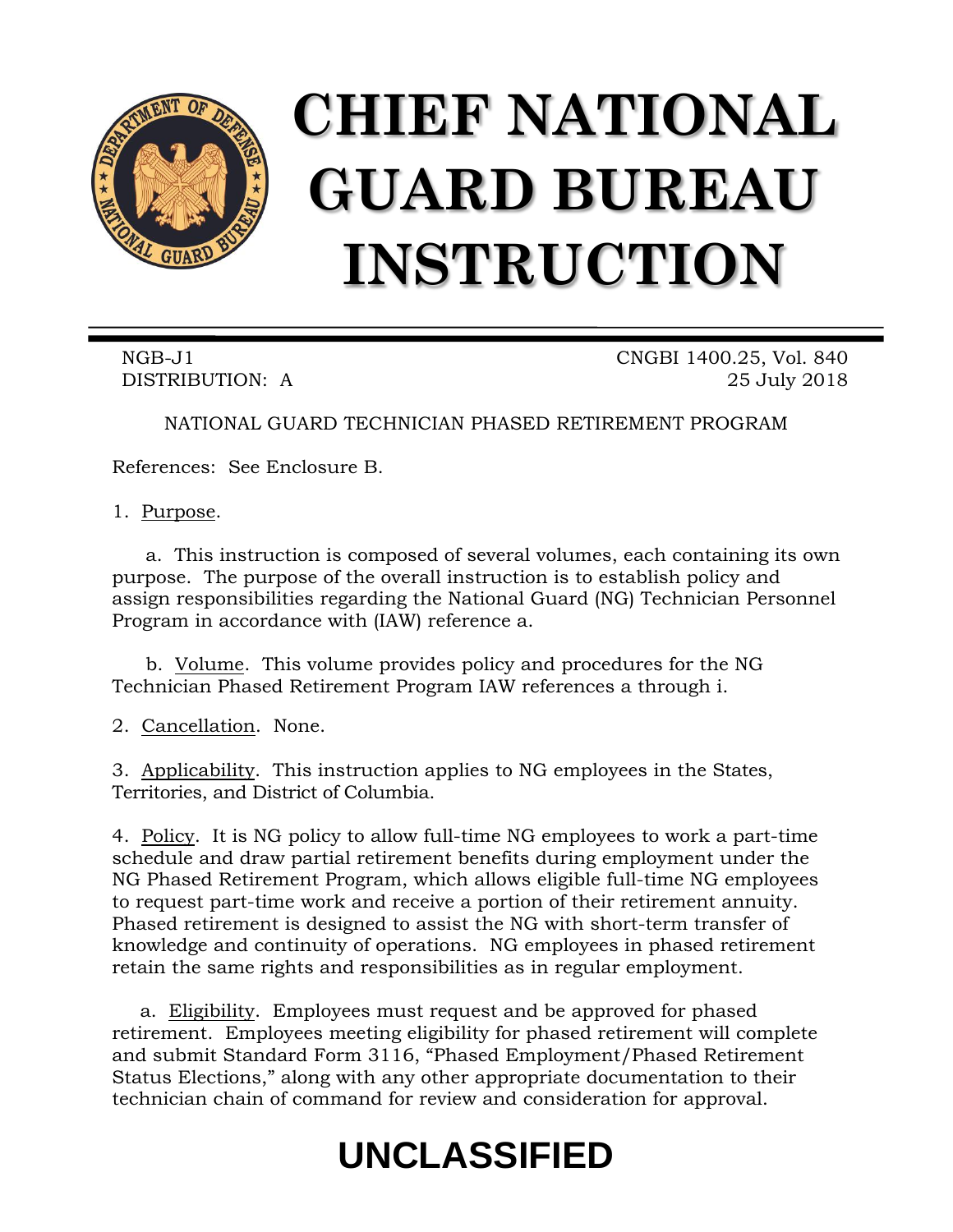# CHIEF NATIONAL GUARD BUREAU INSTRUCTION

NGB-J1
DISTRIBUTION: A

CNGBI 1400.25, Vol. 840
25 July 2018

NATIONAL GUARD TECHNICIAN PHASED RETIREMENT PROGRAM

References: See Enclosure B.

1. Purpose.

a. This instruction is composed of several volumes, each containing its own purpose. The purpose of the overall instruction is to establish policy and assign responsibilities regarding the National Guard (NG) Technician Personnel Program in accordance with (IAW) reference a.

b. Volume. This volume provides policy and procedures for the NG Technician Phased Retirement Program IAW references a through i.

2. Cancellation. None.

3. Applicability. This instruction applies to NG employees in the States, Territories, and District of Columbia.

4. Policy. It is NG policy to allow full-time NG employees to work a part-time schedule and draw partial retirement benefits during employment under the NG Phased Retirement Program, which allows eligible full-time NG employees to request part-time work and receive a portion of their retirement annuity. Phased retirement is designed to assist the NG with short-term transfer of knowledge and continuity of operations. NG employees in phased retirement retain the same rights and responsibilities as in regular employment.

a. Eligibility. Employees must request and be approved for phased retirement. Employees meeting eligibility for phased retirement will complete and submit Standard Form 3116, "Phased Employment/Phased Retirement Status Elections," along with any other appropriate documentation to their technician chain of command for review and consideration for approval.

**UNCLASSIFIED**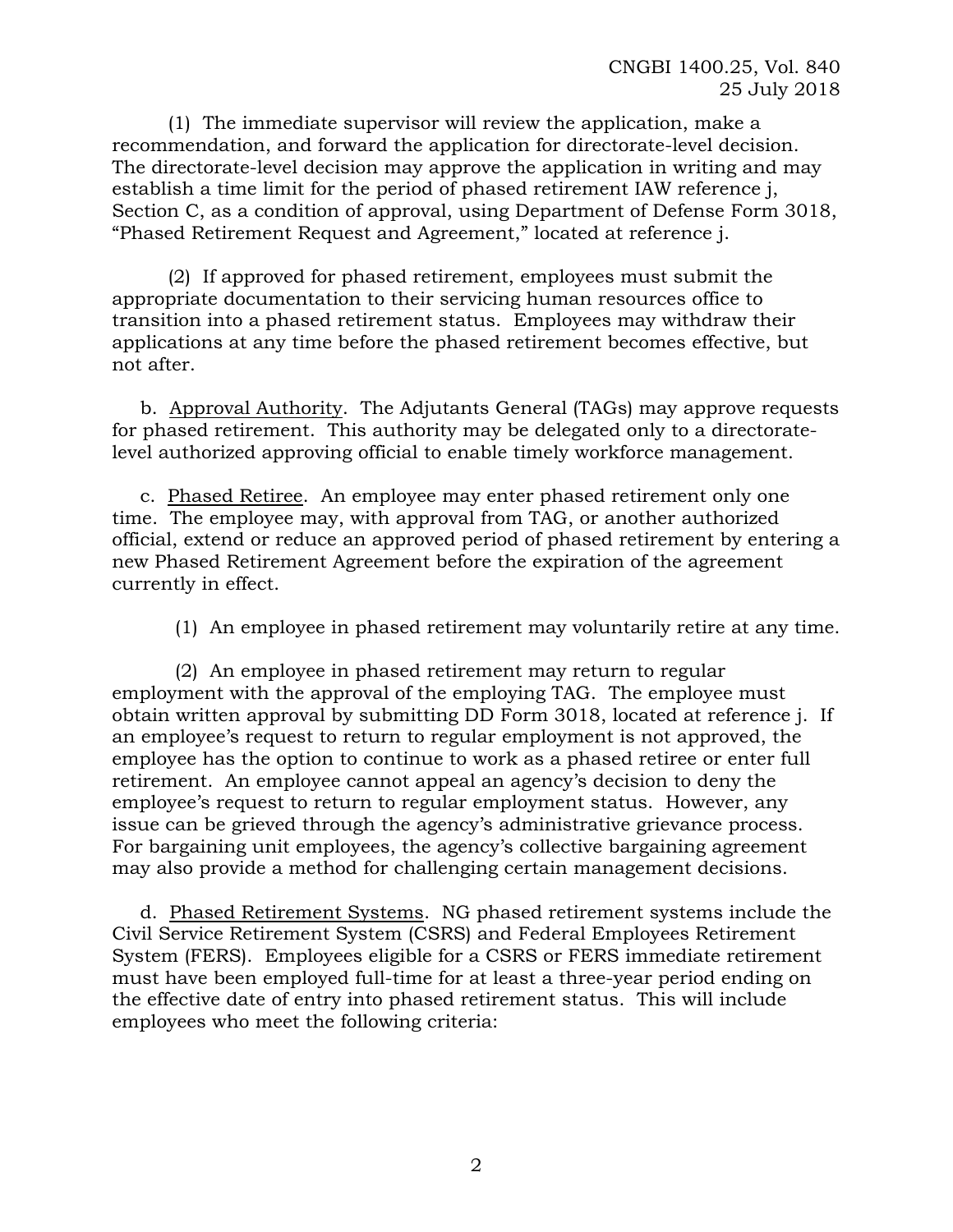(1) The immediate supervisor will review the application, make a recommendation, and forward the application for directorate-level decision. The directorate-level decision may approve the application in writing and may establish a time limit for the period of phased retirement IAW reference j, Section C, as a condition of approval, using Department of Defense Form 3018, "Phased Retirement Request and Agreement," located at reference j.

(2) If approved for phased retirement, employees must submit the appropriate documentation to their servicing human resources office to transition into a phased retirement status. Employees may withdraw their applications at any time before the phased retirement becomes effective, but not after.

b. Approval Authority. The Adjutants General (TAGs) may approve requests for phased retirement. This authority may be delegated only to a directorate-level authorized approving official to enable timely workforce management.

c. Phased Retiree. An employee may enter phased retirement only one time. The employee may, with approval from TAG, or another authorized official, extend or reduce an approved period of phased retirement by entering a new Phased Retirement Agreement before the expiration of the agreement currently in effect.

(1) An employee in phased retirement may voluntarily retire at any time.

(2) An employee in phased retirement may return to regular employment with the approval of the employing TAG. The employee must obtain written approval by submitting DD Form 3018, located at reference j. If an employee's request to return to regular employment is not approved, the employee has the option to continue to work as a phased retiree or enter full retirement. An employee cannot appeal an agency's decision to deny the employee's request to return to regular employment status. However, any issue can be grieved through the agency's administrative grievance process. For bargaining unit employees, the agency's collective bargaining agreement may also provide a method for challenging certain management decisions.

d. Phased Retirement Systems. NG phased retirement systems include the Civil Service Retirement System (CSRS) and Federal Employees Retirement System (FERS). Employees eligible for a CSRS or FERS immediate retirement must have been employed full-time for at least a three-year period ending on the effective date of entry into phased retirement status. This will include employees who meet the following criteria: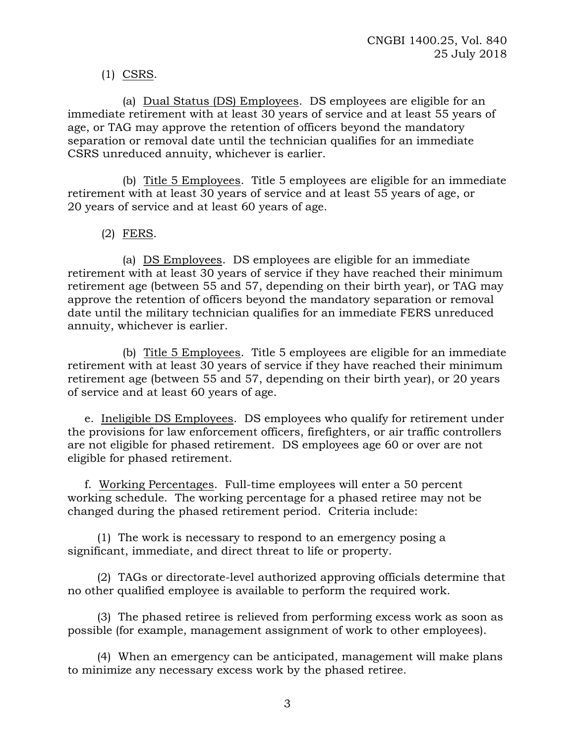(1) CSRS.

(a) Dual Status (DS) Employees. DS employees are eligible for an immediate retirement with at least 30 years of service and at least 55 years of age, or TAG may approve the retention of officers beyond the mandatory separation or removal date until the technician qualifies for an immediate CSRS unreduced annuity, whichever is earlier.

(b) Title 5 Employees. Title 5 employees are eligible for an immediate retirement with at least 30 years of service and at least 55 years of age, or 20 years of service and at least 60 years of age.

(2) FERS.

(a) DS Employees. DS employees are eligible for an immediate retirement with at least 30 years of service if they have reached their minimum retirement age (between 55 and 57, depending on their birth year), or TAG may approve the retention of officers beyond the mandatory separation or removal date until the military technician qualifies for an immediate FERS unreduced annuity, whichever is earlier.

(b) Title 5 Employees. Title 5 employees are eligible for an immediate retirement with at least 30 years of service if they have reached their minimum retirement age (between 55 and 57, depending on their birth year), or 20 years of service and at least 60 years of age.

e. Ineligible DS Employees. DS employees who qualify for retirement under the provisions for law enforcement officers, firefighters, or air traffic controllers are not eligible for phased retirement. DS employees age 60 or over are not eligible for phased retirement.

f. Working Percentages. Full-time employees will enter a 50 percent working schedule. The working percentage for a phased retiree may not be changed during the phased retirement period. Criteria include:

(1) The work is necessary to respond to an emergency posing a significant, immediate, and direct threat to life or property.

(2) TAGs or directorate-level authorized approving officials determine that no other qualified employee is available to perform the required work.

(3) The phased retiree is relieved from performing excess work as soon as possible (for example, management assignment of work to other employees).

(4) When an emergency can be anticipated, management will make plans to minimize any necessary excess work by the phased retiree.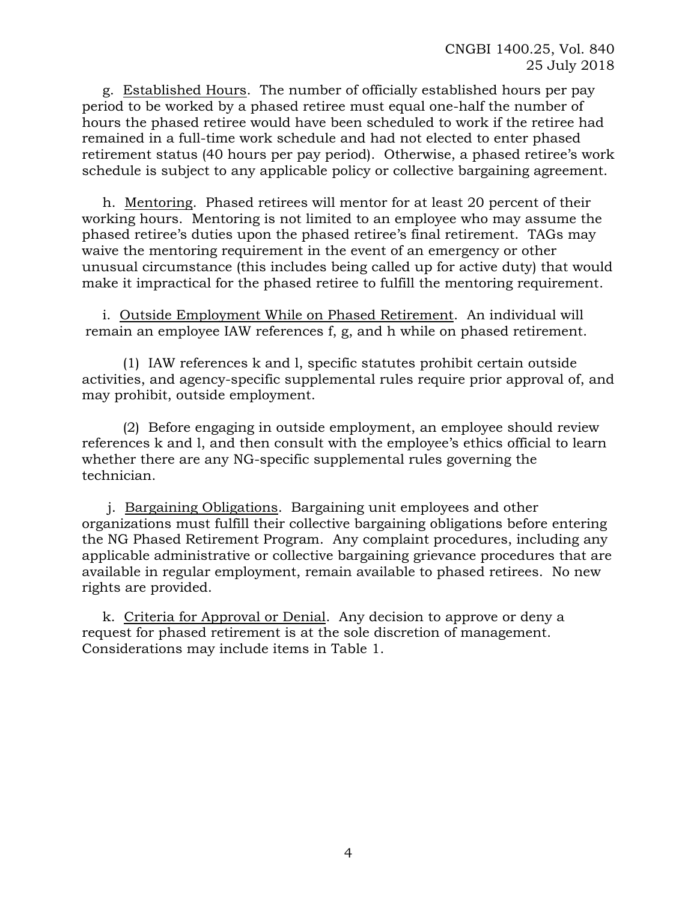g. Established Hours. The number of officially established hours per pay period to be worked by a phased retiree must equal one-half the number of hours the phased retiree would have been scheduled to work if the retiree had remained in a full-time work schedule and had not elected to enter phased retirement status (40 hours per pay period). Otherwise, a phased retiree's work schedule is subject to any applicable policy or collective bargaining agreement.

h. Mentoring. Phased retirees will mentor for at least 20 percent of their working hours. Mentoring is not limited to an employee who may assume the phased retiree's duties upon the phased retiree's final retirement. TAGs may waive the mentoring requirement in the event of an emergency or other unusual circumstance (this includes being called up for active duty) that would make it impractical for the phased retiree to fulfill the mentoring requirement.

i. Outside Employment While on Phased Retirement. An individual will remain an employee IAW references f, g, and h while on phased retirement.

(1) IAW references k and l, specific statutes prohibit certain outside activities, and agency-specific supplemental rules require prior approval of, and may prohibit, outside employment.

(2) Before engaging in outside employment, an employee should review references k and l, and then consult with the employee's ethics official to learn whether there are any NG-specific supplemental rules governing the technician.

j. Bargaining Obligations. Bargaining unit employees and other organizations must fulfill their collective bargaining obligations before entering the NG Phased Retirement Program. Any complaint procedures, including any applicable administrative or collective bargaining grievance procedures that are available in regular employment, remain available to phased retirees. No new rights are provided.

k. Criteria for Approval or Denial. Any decision to approve or deny a request for phased retirement is at the sole discretion of management. Considerations may include items in Table 1.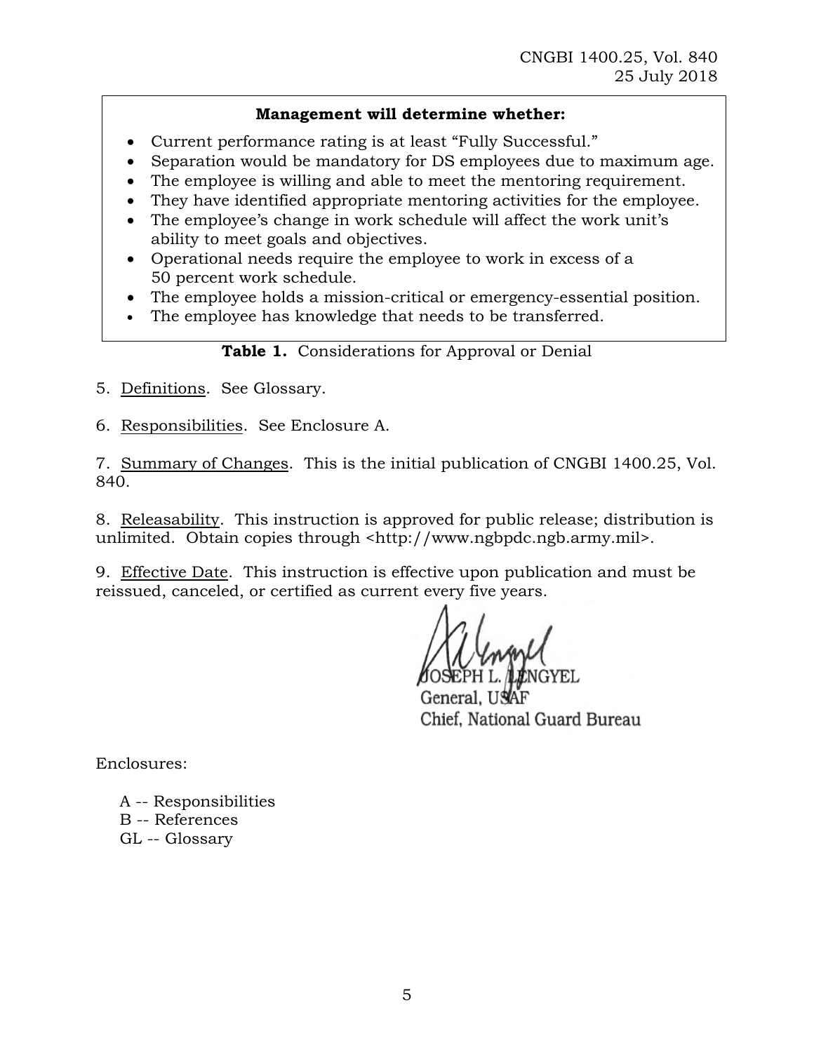**Management will determine whether:**

- Current performance rating is at least "Fully Successful."
- Separation would be mandatory for DS employees due to maximum age.
- The employee is willing and able to meet the mentoring requirement.
- They have identified appropriate mentoring activities for the employee.
- The employee's change in work schedule will affect the work unit's ability to meet goals and objectives.
- Operational needs require the employee to work in excess of a 50 percent work schedule.
- The employee holds a mission-critical or emergency-essential position.
- The employee has knowledge that needs to be transferred.

**Table 1.** Considerations for Approval or Denial

5. Definitions. See Glossary.

6. Responsibilities. See Enclosure A.

7. Summary of Changes. This is the initial publication of CNGBI 1400.25, Vol. 840.

8. Releasability. This instruction is approved for public release; distribution is unlimited. Obtain copies through <http://www.ngbpdc.ngb.army.mil>.

9. Effective Date. This instruction is effective upon publication and must be reissued, canceled, or certified as current every five years.

JOSEPH L. LENGYEL
General, USAF
Chief, National Guard Bureau

Enclosures:

A -- Responsibilities
B -- References
GL -- Glossary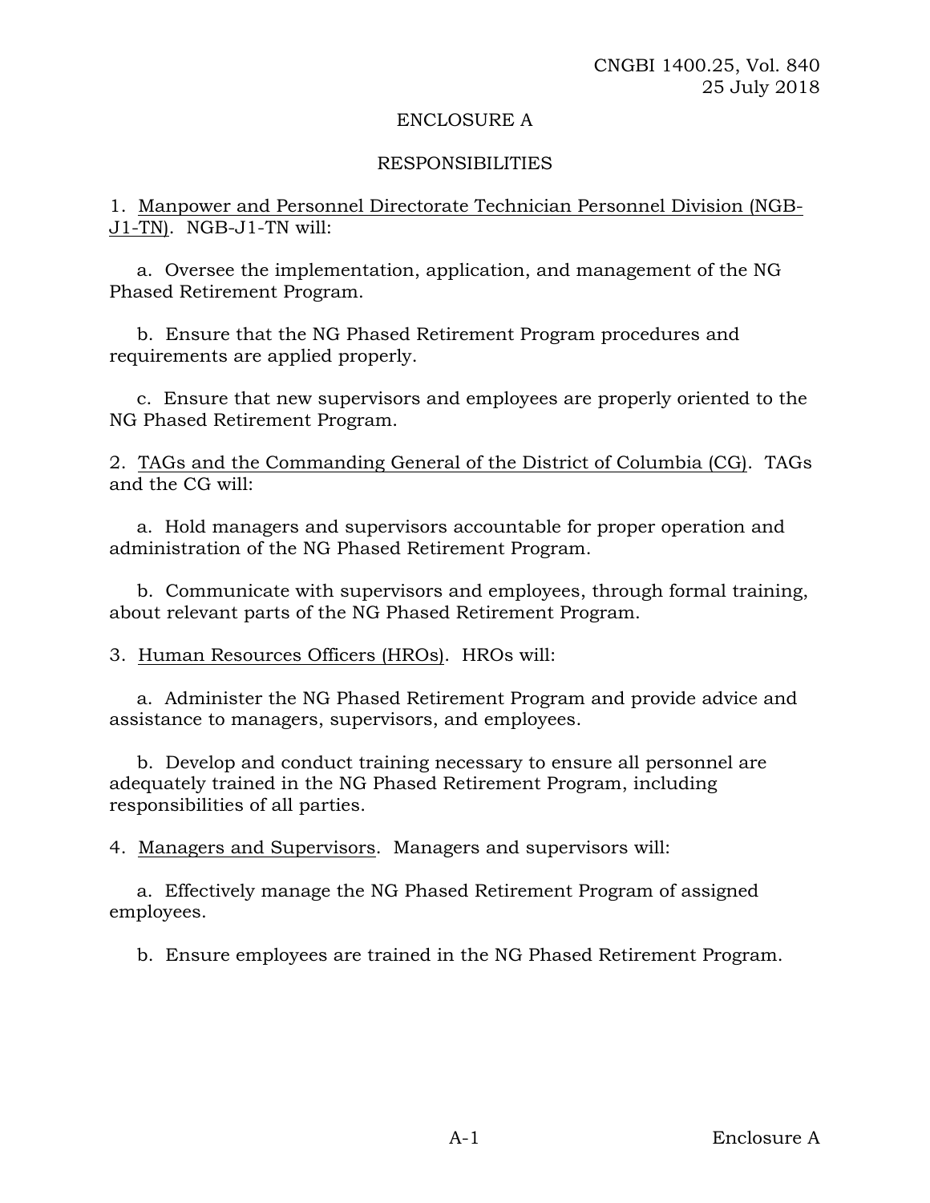# ENCLOSURE A

## RESPONSIBILITIES

1. Manpower and Personnel Directorate Technician Personnel Division (NGB-J1-TN). NGB-J1-TN will:

   a. Oversee the implementation, application, and management of the NG Phased Retirement Program.

   b. Ensure that the NG Phased Retirement Program procedures and requirements are applied properly.

   c. Ensure that new supervisors and employees are properly oriented to the NG Phased Retirement Program.

2. TAGs and the Commanding General of the District of Columbia (CG). TAGs and the CG will:

   a. Hold managers and supervisors accountable for proper operation and administration of the NG Phased Retirement Program.

   b. Communicate with supervisors and employees, through formal training, about relevant parts of the NG Phased Retirement Program.

3. Human Resources Officers (HROs). HROs will:

   a. Administer the NG Phased Retirement Program and provide advice and assistance to managers, supervisors, and employees.

   b. Develop and conduct training necessary to ensure all personnel are adequately trained in the NG Phased Retirement Program, including responsibilities of all parties.

4. Managers and Supervisors. Managers and supervisors will:

   a. Effectively manage the NG Phased Retirement Program of assigned employees.

   b. Ensure employees are trained in the NG Phased Retirement Program.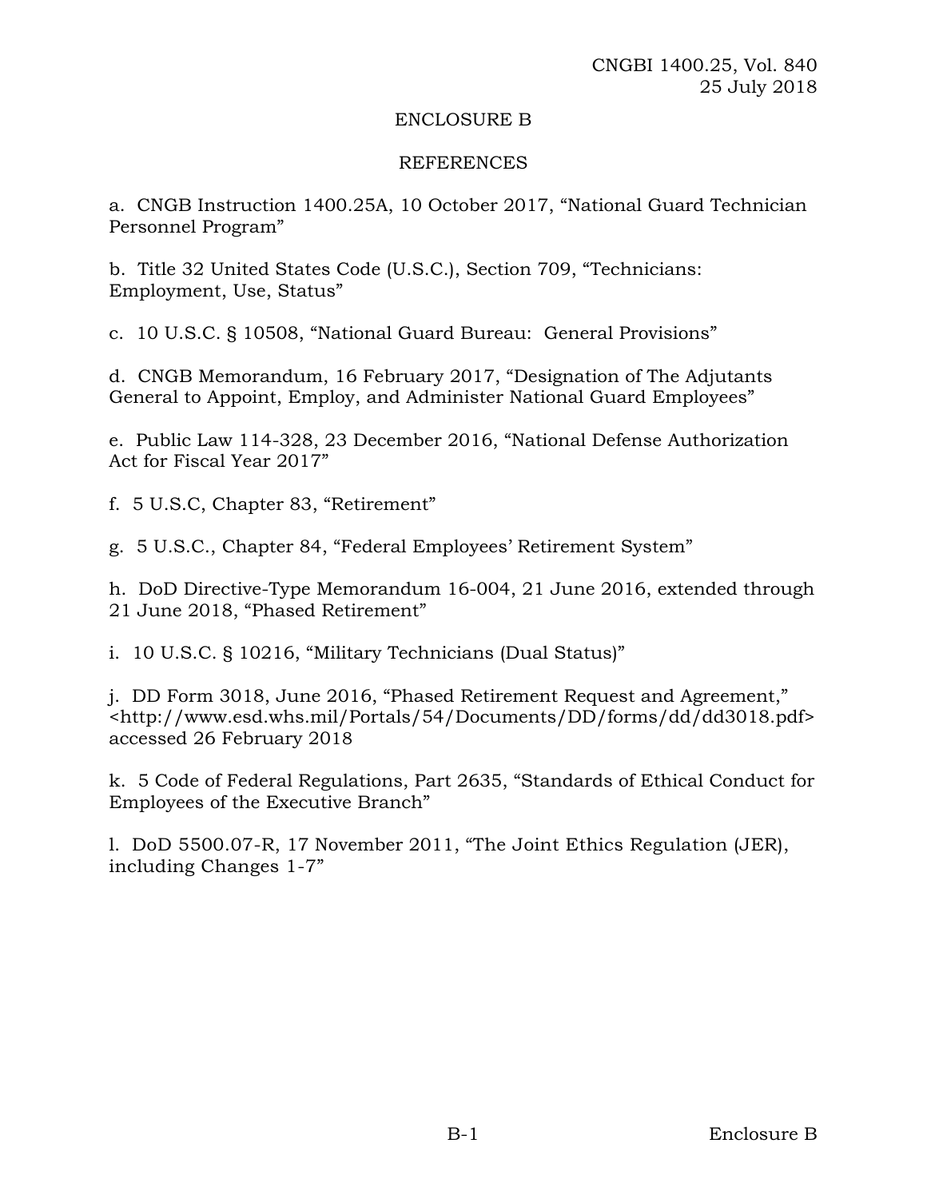ENCLOSURE B

REFERENCES

a. CNGB Instruction 1400.25A, 10 October 2017, "National Guard Technician Personnel Program"

b. Title 32 United States Code (U.S.C.), Section 709, "Technicians: Employment, Use, Status"

c. 10 U.S.C. § 10508, "National Guard Bureau: General Provisions"

d. CNGB Memorandum, 16 February 2017, "Designation of The Adjutants General to Appoint, Employ, and Administer National Guard Employees"

e. Public Law 114-328, 23 December 2016, "National Defense Authorization Act for Fiscal Year 2017"

f. 5 U.S.C, Chapter 83, "Retirement"

g. 5 U.S.C., Chapter 84, "Federal Employees' Retirement System"

h. DoD Directive-Type Memorandum 16-004, 21 June 2016, extended through 21 June 2018, "Phased Retirement"

i. 10 U.S.C. § 10216, "Military Technicians (Dual Status)"

j. DD Form 3018, June 2016, "Phased Retirement Request and Agreement," <http://www.esd.whs.mil/Portals/54/Documents/DD/forms/dd/dd3018.pdf> accessed 26 February 2018

k. 5 Code of Federal Regulations, Part 2635, "Standards of Ethical Conduct for Employees of the Executive Branch"

l. DoD 5500.07-R, 17 November 2011, "The Joint Ethics Regulation (JER), including Changes 1-7"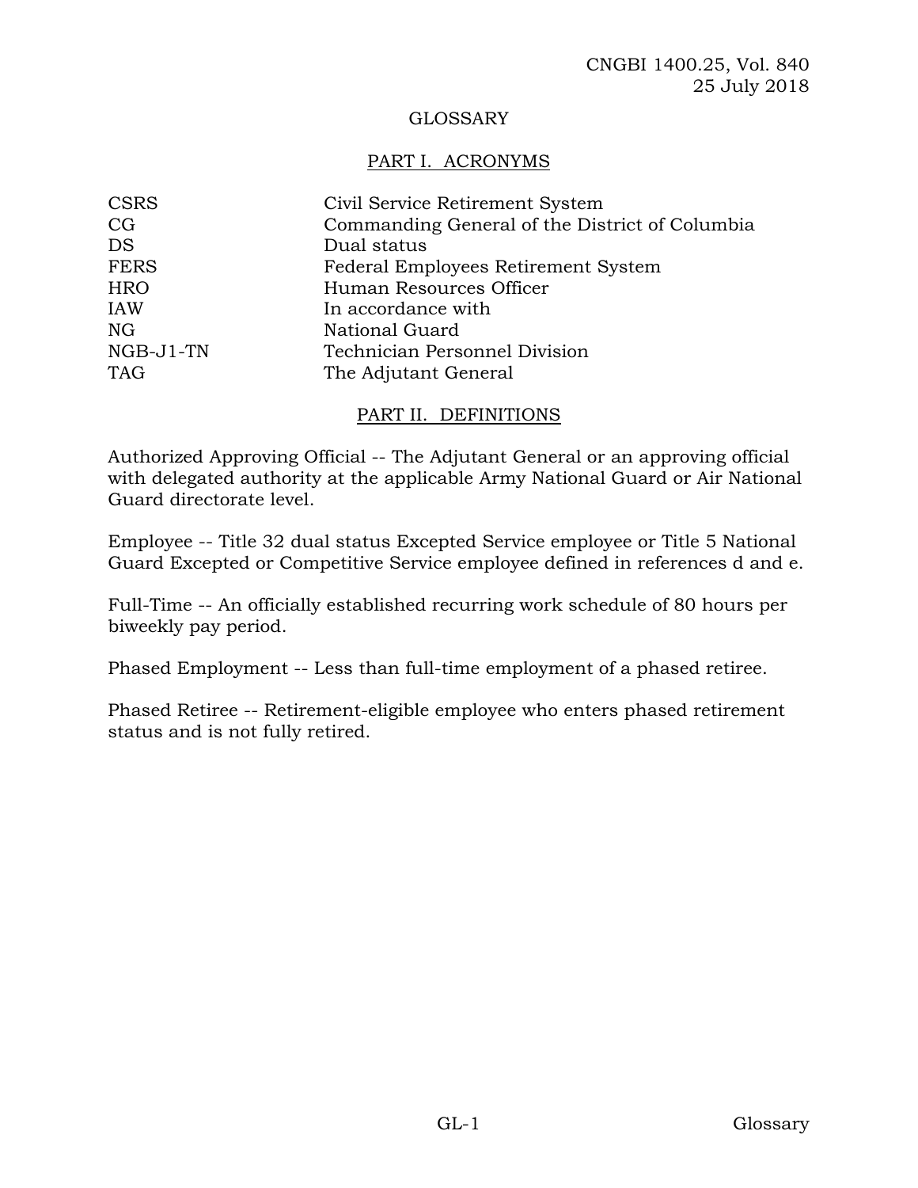# GLOSSARY

## PART I. ACRONYMS

| | |
|---|---|
| CSRS | Civil Service Retirement System |
| CG | Commanding General of the District of Columbia |
| DS | Dual status |
| FERS | Federal Employees Retirement System |
| HRO | Human Resources Officer |
| IAW | In accordance with |
| NG | National Guard |
| NGB-J1-TN | Technician Personnel Division |
| TAG | The Adjutant General |

## PART II. DEFINITIONS

Authorized Approving Official -- The Adjutant General or an approving official with delegated authority at the applicable Army National Guard or Air National Guard directorate level.

Employee -- Title 32 dual status Excepted Service employee or Title 5 National Guard Excepted or Competitive Service employee defined in references d and e.

Full-Time -- An officially established recurring work schedule of 80 hours per biweekly pay period.

Phased Employment -- Less than full-time employment of a phased retiree.

Phased Retiree -- Retirement-eligible employee who enters phased retirement status and is not fully retired.